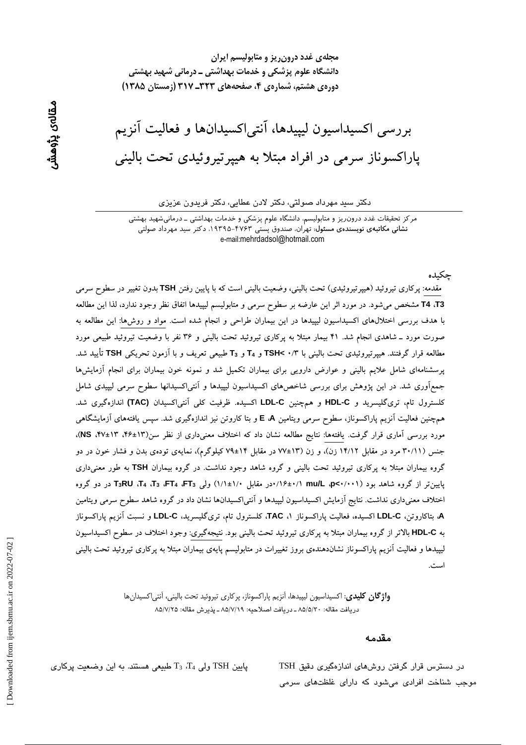# بررسی اکسیداسیون لیپیدها، آنتی‌اکسیدان‌ها و فعالیت آنزیم پاراکسوناز سرمی در افراد مبتلا به هیپرتیروئیدی تحت بالینی

مقاله‌ی پژوهشی

دکتر سید مهرداد صولتی، دکتر لادن عطایی، دکتر فریدون عزیزی

مرکز تحقیقات غدد درون‌ریز و متابولیسم، دانشگاه علوم پزشکی و خدمات بهداشتی ـ درمانی شهید بهشتی
**نشانی مکاتبه‌ی نویسنده‌ی مسئول:** تهران، صندوق پستی ۴۷۶۳-۱۹۳۹۵، دکتر سید مهرداد صولتی
e-mail:mehrdadsol@hotmail.com

## چکیده

مقدمه: پرکاری تیروئید (هیپرتیروئیدی) تحت بالینی، وضعیت بالینی است که با پایین رفتن TSH بدون تغییر در سطوح سرمی T3، T4 مشخص می‌شود. در مورد اثر این عارضه بر سطوح سرمی و متابولیسم لیپیدها اتفاق نظر وجود ندارد، لذا این مطالعه با هدف بررسی اختلال‌های اکسیداسیون لیپیدها در این بیماران طراحی و انجام شده است. مواد و روش‌ها: این مطالعه به صورت مورد ـ شاهدی انجام شد. ۴۱ بیمار مبتلا به پرکاری تیروئید تحت بالینی و ۳۶ نفر با وضعیت تیروئید طبیعی مورد مطالعه قرار گرفتند. هیپرتیروئیدی تحت بالینی با TSH< ۰/۳ و $T_4$ و $T_3$ طبیعی تعریف و با آزمون تحریکی TSH تأیید شد. پرسشنامه‌ای شامل علایم بالینی و عوارض دارویی برای بیماران تکمیل شد و نمونه خون بیماران برای انجام آزمایش‌ها جمع‌آوری شد. در این پژوهش برای بررسی شاخص‌های اکسیداسیون لیپیدها و آنتی‌اکسیدانها سطوح سرمی لیپیدی شامل کلسترول تام، تری‌گلیسرید و HDL-C و همچنین LDL-C اکسیده. ظرفیت کلی آنتی‌اکسیدان (TAC) اندازه‌گیری شد. همچنین فعالیت آنزیم پاراکسوناز، سطوح سرمی ویتامین A، E و بتا کاروتن نیز اندازه‌گیری شد. سپس یافته‌های آزمایشگاهی مورد بررسی آماری قرار گرفت. یافته‌ها: نتایج مطالعه نشان داد که اختلاف معنی‌داری از نظر سن(۱۳±۴۶، ۱۳±۴۷، NS)، جنس (۳۰/۱۱ مرد در مقابل ۱۴/۱۲ زن)، و زن (۱۳±۷۷ در مقابل ۱۴±۷۹ کیلوگرم)، نمایه‌ی توده‌ی بدن و فشار خون در دو گروه بیماران مبتلا به پرکاری تیروئید تحت بالینی و گروه شاهد وجود نداشت. در گروه بیماران TSH به طور معنی‌داری پایین‌تر از گروه شاهد بود (p<۰/۰۰۱، mu/L ۰/۱±۰/۱۶در مقابل ۱/۰±۱/۱) ولی $T_3$، $FT_4$، $FT_3$، $T_4$، $T_3RU$ در دو گروه اختلاف معنی‌داری نداشت. نتایج آزمایش اکسیداسیون لیپیدها و آنتی‌اکسیدان‌ها نشان داد که در گروه شاهد سطوح سرمی ویتامین A، بتاکاروتن، LDL-C اکسیده، فعالیت پاراکسوناز ۱، TAC، کلسترول تام، تری‌گلیسرید، LDL-C و نسبت آنزیم پاراکسوناز به HDL-C بالاتر از گروه بیماران مبتلا به پرکاری تیروئید تحت بالینی بود. نتیجه‌گیری: وجود اختلاف در سطوح اکسیداسیون لیپیدها و فعالیت آنزیم پاراکسوناز نشان‌دهنده‌ی بروز تغییرات در متابولیسم پایه‌ی بیماران مبتلا به پرکاری تیروئید تحت بالینی است.

**واژگان کلیدی**: اکسیداسیون لیپیدها، آنزیم پاراکسوناز، پرکاری تیروئید تحت بالینی، آنتی‌اکسیدان‌ها
دریافت مقاله: ۸۵/۵/۳۰ ـ دریافت اصلاحیه: ۸۵/۷/۱۹ ـ پذیرش مقاله: ۸۵/۷/۲۵

## مقدمه

در دسترس قرار گرفتن روش‌های اندازه‌گیری دقیق TSH موجب شناخت افرادی می‌شود که دارای غلظت‌های سرمی پایین TSH ولی $T_4$، $T_3$ طبیعی هستند. به این وضعیت پرکاری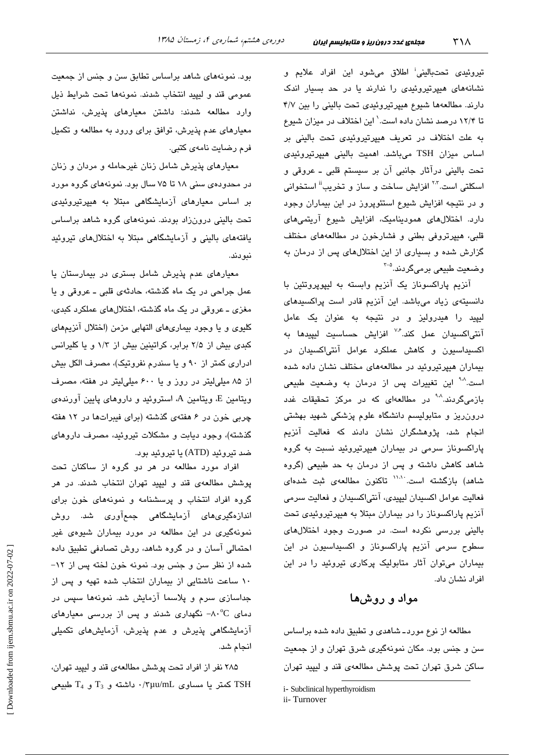تیروئیدی تحت‌بالینی[i] اطلاق می‌شود این افراد علایم و نشانه‌های هیپرتیروئیدی را ندارند یا در حد بسیار اندک دارند. مطالعه‌ها شیوع هیپرتیروئیدی تحت بالینی را بین ۴/۷ تا ۱۲/۴ درصد نشان داده است.[۱] این اختلاف در میزان شیوع به علت اختلاف در تعریف هیپرتیروئیدی تحت بالینی بر اساس میزان TSH می‌باشد. اهمیت بالینی هیپرتیروئیدی تحت بالینی درآثار جانبی آن بر سیستم قلبی ـ عروقی و اسکلتی است.[۲،۳] افزایش ساخت و ساز و تخریب[ii] استخوانی و در نتیجه افزایش شیوع استئوپروز در این بیماران وجود دارد. اختلال‌های همودینامیک، افزایش شیوع آریتمی‌های قلبی، هیپرتروفی بطنی و فشارخون در مطالعه‌های مختلف گزارش شده و بسیاری از این اختلال‌های پس از درمان به وضعیت طبیعی برمی‌گردند.[۳-۵]

آنزیم پاراکسوناز یک آنزیم وابسته به لیپوپروتئین با دانسیته‌ی زیاد می‌باشد. این آنزیم قادر است پراکسیدهای لیپید را هیدرولیز و در نتیجه به عنوان یک عامل آنتی‌اکسیدان عمل کند.[۷،۶] افزایش حساسیت لیپیدها به اکسیداسیون و کاهش عملکرد عوامل آنتی‌اکسیدان در بیماران هیپرتیروئید در مطالعه‌های مختلف نشان داده شده است.[۹،۸] این تغییرات پس از درمان به وضعیت طبیعی بازمی‌گردند.[۹،۸] در مطالعه‌ای که در مرکز تحقیقات غدد درون‌ریز و متابولیسم دانشگاه علوم پزشکی شهید بهشتی انجام شد، پژوهشگران نشان دادند که فعالیت آنزیم پاراکسوناز سرمی در بیماران هیپرتیروئید نسبت به گروه شاهد کاهش داشته و پس از درمان به حد طبیعی (گروه شاهد) بازگشته است.[۱۰،۱۱] تاکنون مطالعه‌ی ثبت شده‌ای فعالیت عوامل اکسیدان لیپیدی، آنتی‌اکسیدان و فعالیت سرمی آنزیم پاراکسوناز را در بیماران مبتلا به هیپرتیروئیدی تحت بالینی بررسی نکرده است. در صورت وجود اختلال‌های سطوح سرمی آنزیم پاراکسوناز و اکسیداسیون در این بیماران می‌توان آثار متابولیک پرکاری تیروئید را در این افراد نشان داد.

## مواد و روش‌ها

مطالعه از نوع مورد ـ شاهدی و تطبیق داده شده براساس سن و جنس بود. مکان نمونه‌گیری شرق تهران و از جمعیت ساکن شرق تهران تحت پوشش مطالعه‌ی قند و لیپید تهران بود. نمونه‌های شاهد براساس تطابق سن و جنس از جمعیت عمومی قند و لیپید انتخاب شدند. نمونه‌ها تحت شرایط ذیل وارد مطالعه شدند: داشتن معیارهای پذیرش، نداشتن معیارهای عدم پذیرش، توافق برای ورود به مطالعه و تکمیل فرم رضایت نامه‌ی کتبی.

معیارهای پذیرش شامل زنان غیرحامله و مردان و زنان در محدوده‌ی سنی ۱۸ تا ۷۵ سال بود. نمونه‌های گروه مورد بر اساس معیارهای آزمایشگاهی مبتلا به هیپرتیروئیدی تحت بالینی درون‌زاد بودند. نمونه‌های گروه شاهد براساس یافته‌های بالینی و آزمایشگاهی مبتلا به اختلال‌های تیروئید نبودند.

معیارهای عدم پذیرش شامل بستری در بیمارستان یا عمل جراحی در یک ماه گذشته، حادثه‌ی قلبی ـ عروقی و یا مغزی ـ عروقی در یک ماه گذشته، اختلال‌های عملکرد کبدی، کلیوی و یا وجود بیماری‌های التهابی مزمن (اختلال آنزیم‌های کبدی بیش از ۲/۵ برابر، کراتینین بیش از ۱/۳ و یا کلیرانس ادراری کمتر از ۹۰ و یا سندرم نفروتیک)، مصرف الکل بیش از ۸۵ میلی‌لیتر در روز و یا ۶۰۰ میلی‌لیتر در هفته، مصرف ویتامین E، ویتامین A، استروئید و داروهای پایین آورنده‌ی چربی خون در ۶ هفته‌ی گذشته (برای فیبرات‌ها در ۱۲ هفته گذشته)، وجود دیابت و مشکلات تیروئید، مصرف داروهای ضد تیروئید (ATD) یا تیروئید بود.

افراد مورد مطالعه در هر دو گروه از ساکنان تحت پوشش مطالعه‌ی قند و لیپید تهران انتخاب شدند. در هر گروه افراد انتخاب و پرسشنامه و نمونه‌های خون برای اندازه‌گیری‌های آزمایشگاهی جمع‌آوری شد. روش نمونه‌گیری در این مطالعه در مورد بیماران شیوه‌ی غیر احتمالی آسان و در گروه شاهد، روش تصادفی تطبیق داده شده از نظر سن و جنس بود. نمونه خون لخته پس از ۱۲-۱۰ ساعت ناشتایی از بیماران انتخاب شده تهیه و پس از جداسازی سرم و پلاسما آزمایش شد. نمونه‌ها سپس در دمای $-80^{\circ}C$ نگهداری شدند و پس از بررسی معیارهای آزمایشگاهی پذیرش و عدم پذیرش، آزمایش‌های تکمیلی انجام شد.

۲۸۵ نفر از افراد تحت پوشش مطالعه‌ی قند و لیپید تهران، TSH کمتر یا مساوی ۰/۳μu/mL داشته و $T_3$ و $T_4$ طبیعی

---

i- Subclinical hyperthyroidism

ii- Turnover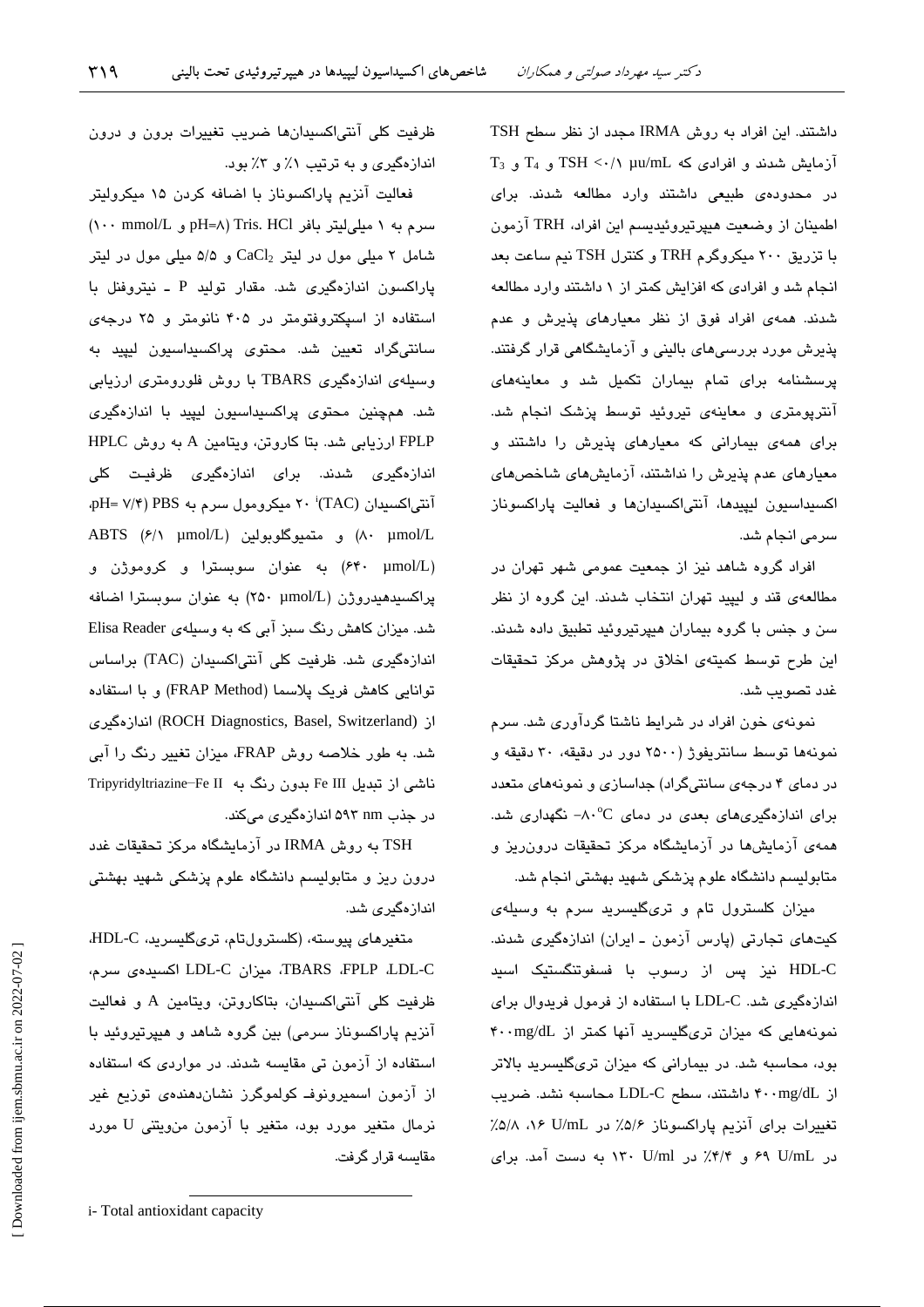داشتند. این افراد به روش IRMA مجدد از نظر سطح TSH آزمایش شدند و افرادی که $TSH < 0/1$ µu/mL و $T_4$ و $T_3$ در محدوده‌ی طبیعی داشتند وارد مطالعه شدند. برای اطمینان از وضعیت هیپرتیروئیدیسم این افراد، TRH آزمون با تزریق ۲۰۰ میکروگرم TRH و کنترل TSH نیم ساعت بعد انجام شد و افرادی که افزایش کمتر از ۱ داشتند وارد مطالعه شدند. همه‌ی افراد فوق از نظر معیارهای پذیرش و عدم پذیرش مورد بررسی‌های بالینی و آزمایشگاهی قرار گرفتند. پرسشنامه برای تمام بیماران تکمیل شد و معاینه‌های آنتروپومتری و معاینه‌ی تیروئید توسط پزشک انجام شد. برای همه‌ی بیمارانی که معیارهای پذیرش را داشتند و معیارهای عدم پذیرش را نداشتند، آزمایش‌های شاخص‌های اکسیداسیون لیپیدها، آنتی‌اکسیدان‌ها و فعالیت پاراکسوناز سرمی انجام شد.

افراد گروه شاهد نیز از جمعیت عمومی شهر تهران در مطالعه‌ی قند و لیپید تهران انتخاب شدند. این گروه از نظر سن و جنس با گروه بیماران هیپرتیروئید تطبیق داده شدند. این طرح توسط کمیته‌ی اخلاق در پژوهش مرکز تحقیقات غدد تصویب شد.

نمونه‌ی خون افراد در شرایط ناشتا گردآوری شد. سرم نمونه‌ها توسط سانتریفوژ (۲۵۰۰ دور در دقیقه، ۳۰ دقیقه و در دمای ۴ درجه‌ی سانتی‌گراد) جداسازی و نمونه‌های متعدد برای اندازه‌گیری‌های بعدی در دمای $-80^{o}C$ نگهداری شد. همه‌ی آزمایش‌ها در آزمایشگاه مرکز تحقیقات درون‌ریز و متابولیسم دانشگاه علوم پزشکی شهید بهشتی انجام شد.

میزان کلسترول تام و تری‌گلیسرید سرم به وسیله‌ی کیت‌های تجارتی (پارس آزمون ـ ایران) اندازه‌گیری شدند. HDL-C نیز پس از رسوب با فسفوتنگستیک اسید اندازه‌گیری شد. LDL-C با استفاده از فرمول فریدوال برای نمونه‌هایی که میزان تری‌گلیسرید آنها کمتر از ۴۰۰mg/dL بود، محاسبه شد. در بیمارانی که میزان تری‌گلیسرید بالاتر از ۴۰۰mg/dL داشتند، سطح LDL-C محاسبه نشد. ضریب تغییرات برای آنزیم پاراکسوناز ۵/۶٪ در ۱۶ U/mL، ۵/۸٪ در ۶۹ U/mL و ۴/۴٪ در ۱۳۰ U/ml به دست آمد. برای ظرفیت کلی آنتی‌اکسیدان‌ها ضریب تغییرات برون و درون اندازه‌گیری و به ترتیب ۱٪ و ۳٪ بود.

فعالیت آنزیم پاراکسوناز با اضافه کردن ۱۵ میکرولیتر سرم به ۱ میلی‌لیتر بافر Tris. HCl (pH=۸ و ۱۰۰ mmol/L) شامل ۲ میلی مول در لیتر $CaCl_2$ و ۵/۵ میلی مول در لیتر پاراکسون اندازه‌گیری شد. مقدار تولید P ـ نیتروفنل با استفاده از اسپکتروفتومتر در ۴۰۵ نانومتر و ۲۵ درجه‌ی سانتی‌گراد تعیین شد. محتوی پراکسیداسیون لیپید به وسیله‌ی اندازه‌گیری TBARS با روش فلورومتری ارزیابی شد. همچنین محتوی پراکسیداسیون لیپید با اندازه‌گیری FPLP ارزیابی شد. بتا کاروتن، ویتامین A به روش HPLC اندازه‌گیری شدند. برای اندازه‌گیری ظرفیت کلی آنتی‌اکسیدان (TAC)[i] ۲۰ میکرومول سرم به PBS (pH= ۷/۴، ۸۰ µmol/L) و متمیوگلوبولین (۶/۱ µmol/L) ABTS (۶۴۰ µmol/L) به عنوان سوبسترا و کروموژن و پراکسیدهیدروژن (۲۵۰ µmol/L) به عنوان سوبسترا اضافه شد. میزان کاهش رنگ سبز آبی که به وسیله‌ی Elisa Reader اندازه‌گیری شد. ظرفیت کلی آنتی‌اکسیدان (TAC) براساس توانایی کاهش فریک پلاسما (FRAP Method) و با استفاده از (ROCH Diagnostics, Basel, Switzerland) اندازه‌گیری شد. به طور خلاصه روش FRAP، میزان تغییر رنگ را آبی ناشی از تبدیل Fe III بدون رنگ به Tripyridyltriazine–Fe II در جذب ۵۹۳ nm اندازه‌گیری می‌کند.

TSH به روش IRMA در آزمایشگاه مرکز تحقیقات غدد درون ریز و متابولیسم دانشگاه علوم پزشکی شهید بهشتی اندازه‌گیری شد.

متغیرهای پیوسته، (کلسترول‌تام، تری‌گلیسرید، HDL-C، LDL-C، FPLP، TBARS، میزان LDL-C اکسیده‌ی سرم، ظرفیت کلی آنتی‌اکسیدان، بتاکاروتن، ویتامین A و فعالیت آنزیم پاراکسوناز سرمی) بین گروه شاهد و هیپرتیروئید با استفاده از آزمون تی مقایسه شدند. در مواردی که استفاده از آزمون اسمیرونوف‌ـ کولموگرز نشان‌دهنده‌ی توزیع غیر نرمال متغیر مورد بود، متغیر با آزمون من‌ویتنی U مورد مقایسه قرار گرفت.

---

i- Total antioxidant capacity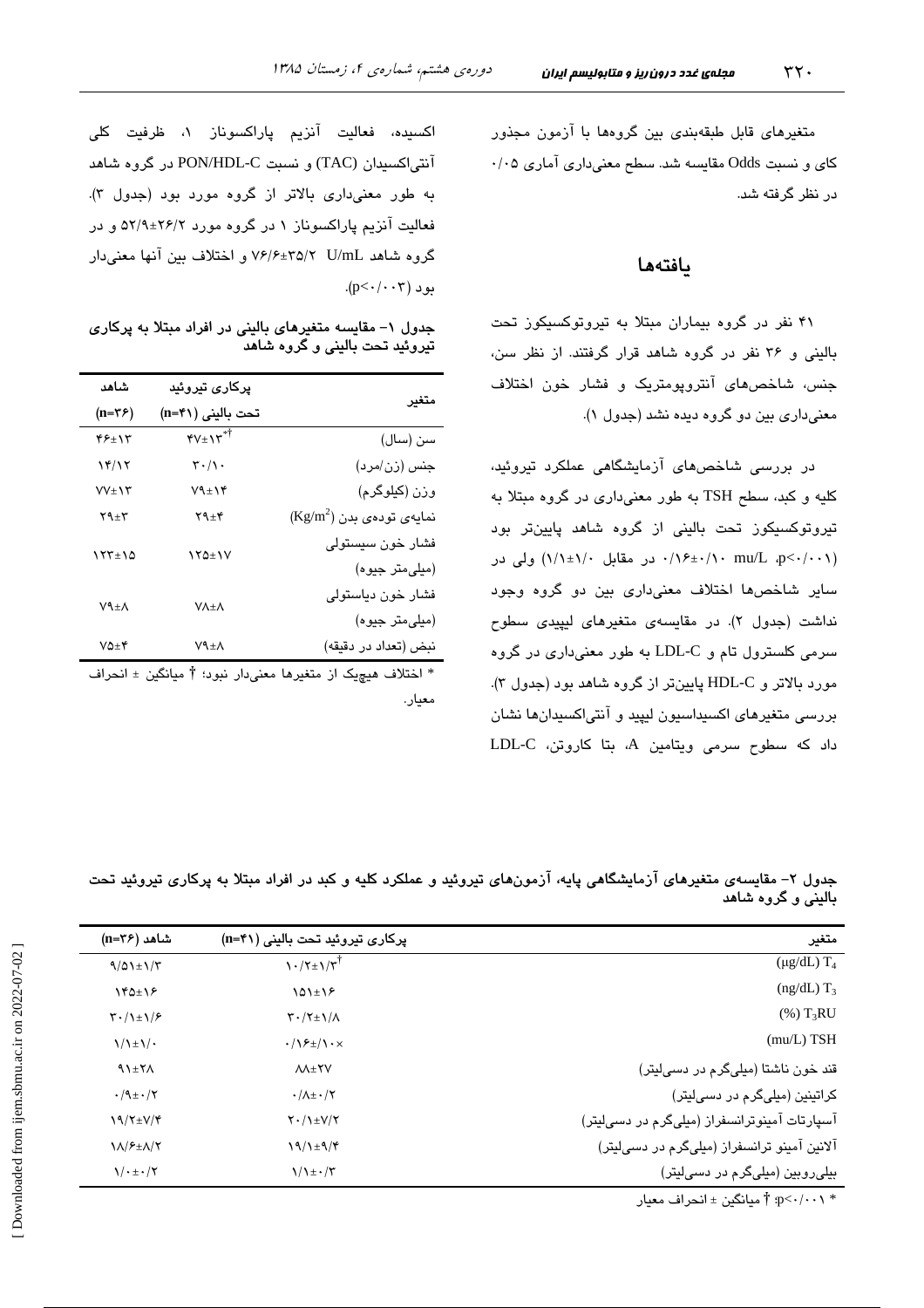متغیرهای قابل طبقه‌بندی بین گروه‌ها با آزمون مجذور کای و نسبت Odds مقایسه شد. سطح معنی‌داری آماری ۰/۰۵ در نظر گرفته شد.

## یافته‌ها

۴۱ نفر در گروه بیماران مبتلا به تیروتوکسیکوز تحت بالینی و ۳۶ نفر در گروه شاهد قرار گرفتند. از نظر سن، جنس، شاخص‌های آنتروپومتریک و فشار خون اختلاف معنی‌داری بین دو گروه دیده نشد (جدول ۱).

در بررسی شاخص‌های آزمایشگاهی عملکرد تیروئید، کلیه و کبد، سطح TSH به طور معنی‌داری در گروه مبتلا به تیروتوکسیکوز تحت بالینی از گروه شاهد پایین‌تر بود (p<۰/۰۰۱، mu/L ۰/۱۰±۰/۱۶ در مقابل ۱/۰±۱/۱) ولی در سایر شاخص‌ها اختلاف معنی‌داری بین دو گروه وجود نداشت (جدول ۲). در مقایسه‌ی متغیرهای لیپیدی سطوح سرمی کلسترول تام و LDL-C به طور معنی‌داری در گروه مورد بالاتر و HDL-C پایین‌تر از گروه شاهد بود (جدول ۳). بررسی متغیرهای اکسیداسیون لیپید و آنتی‌اکسیدان‌ها نشان داد که سطوح سرمی ویتامین A، بتا کاروتن، LDL-C اکسیده، فعالیت آنزیم پاراکسوناز ۱، ظرفیت کلی آنتی‌اکسیدان (TAC) و نسبت PON/HDL-C در گروه شاهد به طور معنی‌داری بالاتر از گروه مورد بود (جدول ۳). فعالیت آنزیم پاراکسوناز ۱ در گروه مورد ۲۶/۲±۵۲/۹ و در گروه شاهد U/mL ۳۵/۲±۷۶/۶ و اختلاف بین آنها معنی‌دار بود (p<۰/۰۰۳).

**جدول ۱- مقایسه متغیرهای بالینی در افراد مبتلا به پرکاری تیروئید تحت بالینی و گروه شاهد**

| متغیر | پرکاری تیروئید تحت بالینی (n=۴۱) | شاهد (n=۳۶) |
|---|---|---|
| سن (سال) | ۴۷±۱۳*† | ۴۶±۱۳ |
| جنس (زن/مرد) | ۳۰/۱۰ | ۱۴/۱۲ |
| وزن (کیلوگرم) | ۷۹±۱۴ | ۷۷±۱۳ |
| نمایه‌ی توده‌ی بدن ($Kg/m^2$) | ۲۹±۴ | ۲۹±۳ |
| فشار خون سیستولی (میلی‌متر جیوه) | ۱۲۵±۱۷ | ۱۲۳±۱۵ |
| فشار خون دیاستولی (میلی‌متر جیوه) | ۷۸±۸ | ۷۹±۸ |
| نبض (تعداد در دقیقه) | ۷۹±۸ | ۷۵±۴ |

* اختلاف هیچیک از متغیرها معنی‌دار نبود؛ † میانگین ± انحراف معیار.

**جدول ۲- مقایسه‌ی متغیرهای آزمایشگاهی پایه، آزمون‌های تیروئید و عملکرد کلیه و کبد در افراد مبتلا به پرکاری تیروئید تحت بالینی و گروه شاهد**

| متغیر | پرکاری تیروئید تحت بالینی (n=۴۱) | شاهد (n=۳۶) |
|---|---|---|
| $T_4$ (µg/dL) | ۱۰/۲±۱/۳† | ۹/۵۱±۱/۳ |
| $T_3$ (ng/dL) | ۱۵۱±۱۶ | ۱۴۵±۱۶ |
| $T_3RU$ (%) | ۳۰/۲±۱/۸ | ۳۰/۱±۱/۶ |
| TSH (mu/L) | ۰/۱۶±/۱۰× | ۱/۱±۱/۰ |
| قند خون ناشتا (میلی‌گرم در دسی‌لیتر) | ۸۸±۲۷ | ۹۱±۲۸ |
| کراتینین (میلی‌گرم در دسی‌لیتر) | ۰/۸±۰/۲ | ۰/۹±۰/۲ |
| آسپارتات آمینوترانسفراز (میلی‌گرم در دسی‌لیتر) | ۲۰/۱±۷/۲ | ۱۹/۲±۷/۴ |
| آلانین آمینو ترانسفراز (میلی‌گرم در دسی‌لیتر) | ۱۹/۱±۹/۴ | ۱۸/۶±۸/۲ |
| بیلی‌روبین (میلی‌گرم در دسی‌لیتر) | ۱/۱±۰/۳ | ۱/۰±۰/۲ |

* p<۰/۰۰۱؛ † میانگین ± انحراف معیار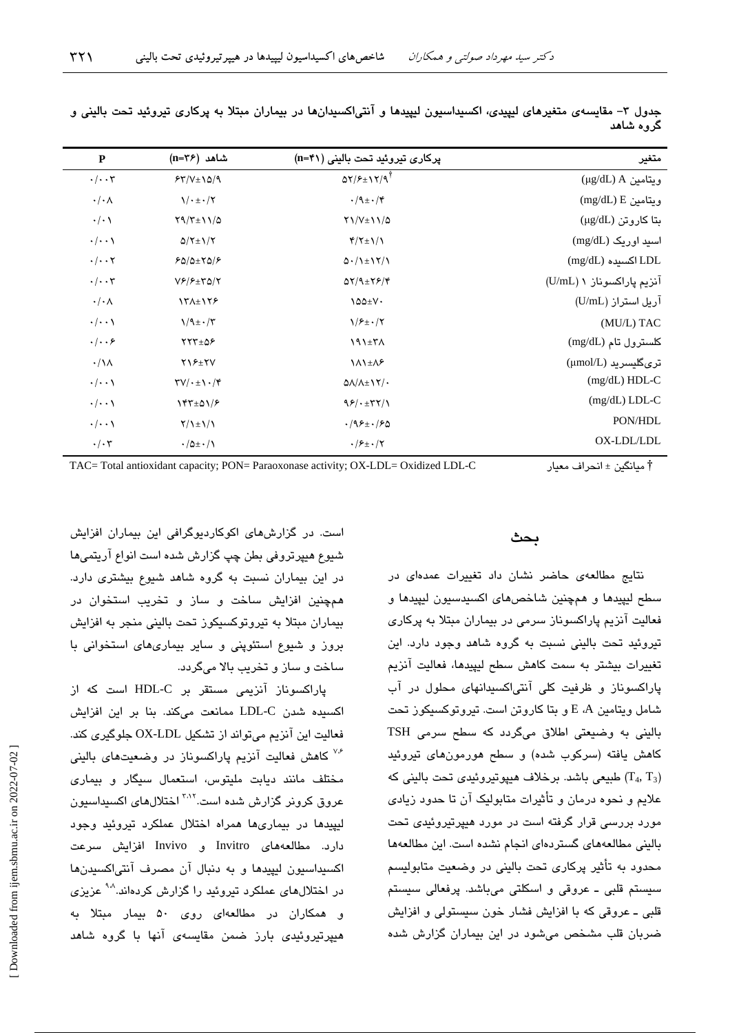جدول ۳- مقایسه‌ی متغیرهای لیپیدی، اکسیداسیون لیپیدها و آنتی‌اکسیدان‌ها در بیماران مبتلا به پرکاری تیروئید تحت بالینی و گروه شاهد

| متغیر | پرکاری تیروئید تحت بالینی (n=۴۱) | شاهد (n=۳۶) | P |
|---|---|---|---|
| ویتامین A (µg/dL) | ۵۲/۶±۱۲/۹[†] | ۶۳/۷±۱۵/۹ | ۰/۰۰۳ |
| ویتامین E (mg/dL) | ۰/۹±۰/۴ | ۱/۰±۰/۲ | ۰/۰۸ |
| بتا کاروتن (µg/dL) | ۲۱/۷±۱۱/۵ | ۲۹/۳±۱۱/۵ | ۰/۰۱ |
| اسید اوریک (mg/dL) | ۴/۲±۱/۱ | ۵/۲±۱/۲ | ۰/۰۰۱ |
| LDL اکسیده (mg/dL) | ۵۰/۱±۱۲/۱ | ۶۵/۵±۲۵/۶ | ۰/۰۰۲ |
| آنزیم پاراکسوناز ۱ (U/mL) | ۵۲/۹±۲۶/۴ | ۷۶/۶±۳۵/۲ | ۰/۰۰۳ |
| آریل استراز (U/mL) | ۱۵۵±۷۰ | ۱۳۸±۱۲۶ | ۰/۰۸ |
| TAC (MU/L) | ۱/۶±۰/۲ | ۱/۹±۰/۳ | ۰/۰۰۱ |
| کلسترول تام (mg/dL) | ۱۹۱±۳۸ | ۲۲۳±۵۶ | ۰/۰۰۶ |
| تری‌گلیسرید (µmol/L) | ۱۸۱±۸۶ | ۲۱۶±۲۷ | ۰/۱۸ |
| HDL-C (mg/dL) | ۵۸/۸±۱۲/۰ | ۳۷/۰±۱۰/۴ | ۰/۰۰۱ |
| LDL-C (mg/dL) | ۹۶/۰±۳۲/۱ | ۱۴۳±۵۱/۶ | ۰/۰۰۱ |
| PON/HDL | ۰/۹۶±۰/۶۵ | ۲/۱±۱/۱ | ۰/۰۰۱ |
| OX-LDL/LDL | ۰/۶±۰/۲ | ۰/۵±۰/۱ | ۰/۰۳ |

† میانگین ± انحراف معیار

TAC= Total antioxidant capacity; PON= Paraoxonase activity; OX-LDL= Oxidized LDL-C

## بحث

نتایج مطالعه‌ی حاضر نشان داد تغییرات عمده‌ای در سطح لیپیدها و همچنین شاخص‌های اکسیدسیون لیپیدها و فعالیت آنزیم پاراکسوناز سرمی در بیماران مبتلا به پرکاری تیروئید تحت بالینی نسبت به گروه شاهد وجود دارد. این تغییرات بیشتر به سمت کاهش سطح لیپیدها، فعالیت آنزیم پاراکسوناز و ظرفیت کلی آنتی‌اکسیدانهای محلول در آب شامل ویتامین A، E و بتا کاروتن است. تیروتوکسیکوز تحت بالینی به وضیعتی اطلاق می‌گردد که سطح سرمی TSH کاهش یافته (سرکوب شده) و سطح هورمون‌های تیروئید ($T_4$, $T_3$) طبیعی باشد. برخلاف هیپوتیروئیدی تحت بالینی که علایم و نحوه درمان و تأثیرات متابولیک آن تا حدود زیادی مورد بررسی قرار گرفته است در مورد هیپرتیروئیدی تحت بالینی مطالعه‌های گسترده‌ای انجام نشده است. این مطالعه‌ها محدود به تأثیر پرکاری تحت بالینی در وضعیت متابولیسم سیستم قلبی ـ عروقی و اسکلتی می‌باشد. پرفعالی سیستم قلبی ـ عروقی که با افزایش فشار خون سیستولی و افزایش ضربان قلب مشخص می‌شود در این بیماران گزارش شده است. در گزارش‌های اکوکاردیوگرافی این بیماران افزایش شیوع هیپرتروفی بطن چپ گزارش شده است انواع آریتمی‌ها در این بیماران نسبت به گروه شاهد شیوع بیشتری دارد. همچنین افزایش ساخت و ساز و تخریب استخوان در بیماران مبتلا به تیروتوکسیکوز تحت بالینی منجر به افزایش بروز و شیوع استئوپنی و سایر بیماری‌های استخوانی با ساخت و ساز و تخریب بالا می‌گردد.

پاراکسوناز آنزیمی مستقر بر HDL-C است که از اکسیده شدن LDL-C ممانعت می‌کند. بنا بر این افزایش فعالیت این آنزیم می‌تواند از تشکیل OX-LDL جلوگیری کند.[۶،۷] کاهش فعالیت آنزیم پاراکسوناز در وضعیت‌های بالینی مختلف مانند دیابت ملیتوس، استعمال سیگار و بیماری عروق کرونر گزارش شده است.[۳،۱۲] اختلال‌های اکسیداسیون لیپیدها در بیماری‌ها همراه اختلال عملکرد تیروئید وجود دارد. مطالعه‌های Invitro و Invivo افزایش سرعت اکسیداسیون لیپیدها و به دنبال آن مصرف آنتی‌اکسیدن‌ها در اختلال‌های عملکرد تیروئید را گزارش کرده‌اند.[۸،۹] عزیزی و همکاران در مطالعه‌ای روی ۵۰ بیمار مبتلا به هیپرتیروئیدی بارز ضمن مقایسه‌ی آنها با گروه شاهد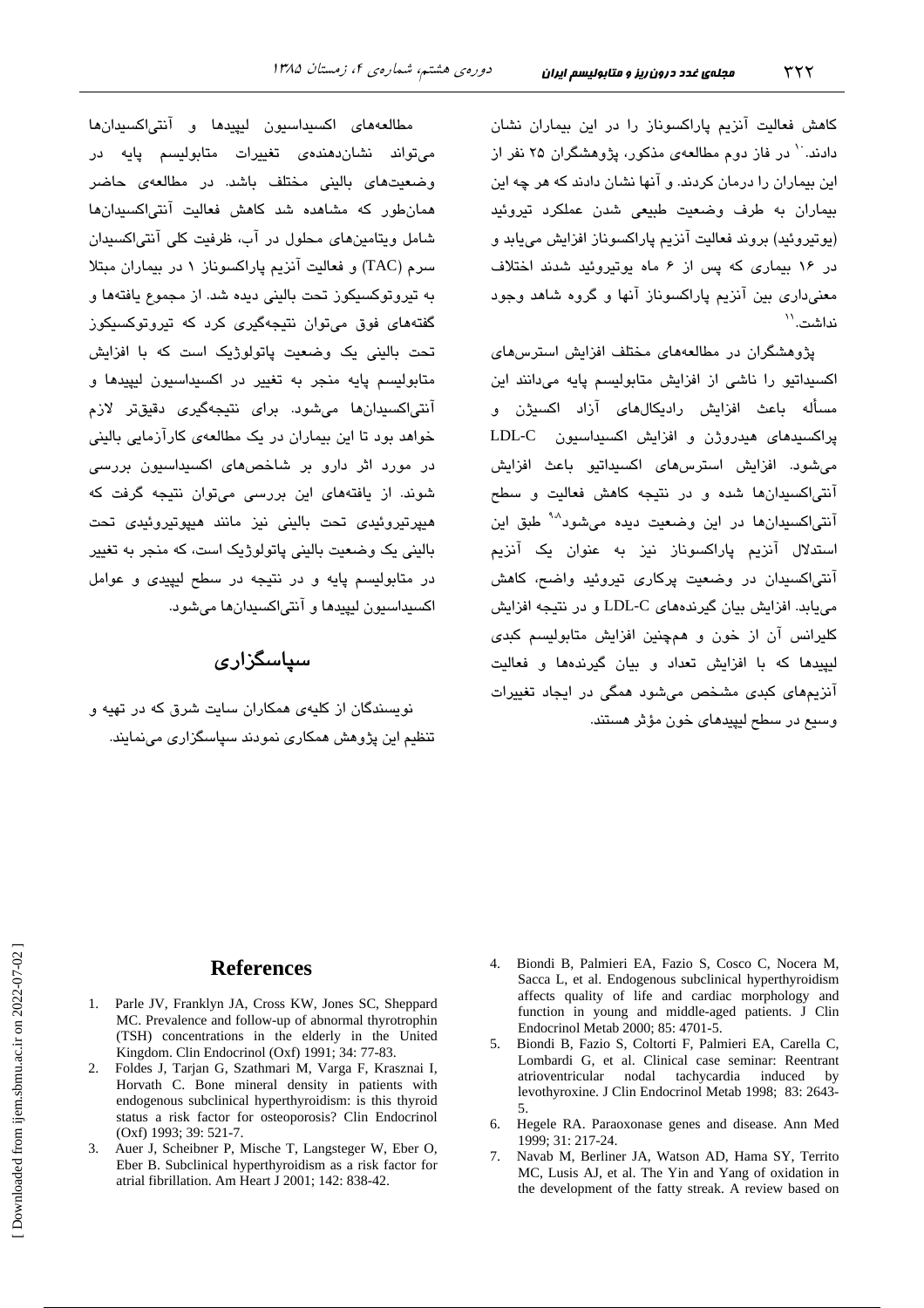کاهش فعالیت آنزیم پاراکسوناز را در این بیماران نشان دادند.[۱۰] در فاز دوم مطالعه‌ی مذکور، پژوهشگران ۲۵ نفر از این بیماران را درمان کردند. و آنها نشان دادند که هر چه این بیماران به طرف وضعیت طبیعی شدن عملکرد تیروئید (یوتیروئید) بروند فعالیت آنزیم پاراکسوناز افزایش می‌یابد و در ۱۶ بیماری که پس از ۶ ماه یوتیروئید شدند اختلاف معنی‌داری بین آنزیم پاراکسوناز آنها و گروه شاهد وجود نداشت.[۱۱]

پژوهشگران در مطالعه‌های مختلف افزایش استرس‌های اکسیداتیو را ناشی از افزایش متابولیسم پایه می‌دانند این مسأله باعث افزایش رادیکال‌های آزاد اکسیژن و پراکسیدهای هیدروژن و افزایش اکسیداسیون LDL-C می‌شود. افزایش استرس‌های اکسیداتیو باعث افزایش آنتی‌اکسیدان‌ها شده و در نتیجه کاهش فعالیت و سطح آنتی‌اکسیدان‌ها در این وضعیت دیده می‌شود[۹،۸] طبق این استدلال آنزیم پاراکسوناز نیز به عنوان یک آنزیم آنتی‌اکسیدان در وضعیت پرکاری تیروئید واضح، کاهش می‌یابد. افزایش بیان گیرنده‌های LDL-C و در نتیجه افزایش کلیرانس آن از خون و همچنین افزایش متابولیسم کبدی لیپیدها که با افزایش تعداد و بیان گیرنده‌ها و فعالیت آنزیم‌های کبدی مشخص می‌شود همگی در ایجاد تغییرات وسیع در سطح لیپیدهای خون مؤثر هستند.

مطالعه‌های اکسیداسیون لیپیدها و آنتی‌اکسیدان‌ها می‌تواند نشان‌دهنده‌ی تغییرات متابولیسم پایه در وضعیت‌های بالینی مختلف باشد. در مطالعه‌ی حاضر همان‌طور که مشاهده شد کاهش فعالیت آنتی‌اکسیدان‌ها شامل ویتامین‌های محلول در آب، ظرفیت کلی آنتی‌اکسیدان سرم (TAC) و فعالیت آنزیم پاراکسوناز ۱ در بیماران مبتلا به تیروتوکسیکوز تحت بالینی دیده شد. از مجموع یافته‌ها و گفته‌های فوق می‌توان نتیجه‌گیری کرد که تیروتوکسیکوز تحت بالینی یک وضعیت پاتولوژیک است که با افزایش متابولیسم پایه منجر به تغییر در اکسیداسیون لیپیدها و آنتی‌اکسیدان‌ها می‌شود. برای نتیجه‌گیری دقیق‌تر لازم خواهد بود تا این بیماران در یک مطالعه‌ی کارآزمایی بالینی در مورد اثر دارو بر شاخص‌های اکسیداسیون بررسی شوند. از یافته‌های این بررسی می‌توان نتیجه گرفت که هیپرتیروئیدی تحت بالینی نیز مانند هیپوتیروئیدی تحت بالینی یک وضعیت بالینی پاتولوژیک است، که منجر به تغییر در متابولیسم پایه و در نتیجه در سطح لیپیدی و عوامل اکسیداسیون لیپیدها و آنتی‌اکسیدان‌ها می‌شود.

## سپاسگزاری

نویسندگان از کلیه‌ی همکاران سایت شرق که در تهیه و تنظیم این پژوهش همکاری نمودند سپاسگزاری می‌نمایند.

## References

1. Parle JV, Franklyn JA, Cross KW, Jones SC, Sheppard MC. Prevalence and follow-up of abnormal thyrotrophin (TSH) concentrations in the elderly in the United Kingdom. Clin Endocrinol (Oxf) 1991; 34: 77-83.
2. Foldes J, Tarjan G, Szathmari M, Varga F, Krasznai I, Horvath C. Bone mineral density in patients with endogenous subclinical hyperthyroidism: is this thyroid status a risk factor for osteoporosis? Clin Endocrinol (Oxf) 1993; 39: 521-7.
3. Auer J, Scheibner P, Mische T, Langsteger W, Eber O, Eber B. Subclinical hyperthyroidism as a risk factor for atrial fibrillation. Am Heart J 2001; 142: 838-42.
4. Biondi B, Palmieri EA, Fazio S, Cosco C, Nocera M, Sacca L, et al. Endogenous subclinical hyperthyroidism affects quality of life and cardiac morphology and function in young and middle-aged patients. J Clin Endocrinol Metab 2000; 85: 4701-5.
5. Biondi B, Fazio S, Coltorti F, Palmieri EA, Carella C, Lombardi G, et al. Clinical case seminar: Reentrant atrioventricular nodal tachycardia induced by levothyroxine. J Clin Endocrinol Metab 1998; 83: 2643-5.
6. Hegele RA. Paraoxonase genes and disease. Ann Med 1999; 31: 217-24.
7. Navab M, Berliner JA, Watson AD, Hama SY, Territo MC, Lusis AJ, et al. The Yin and Yang of oxidation in the development of the fatty streak. A review based on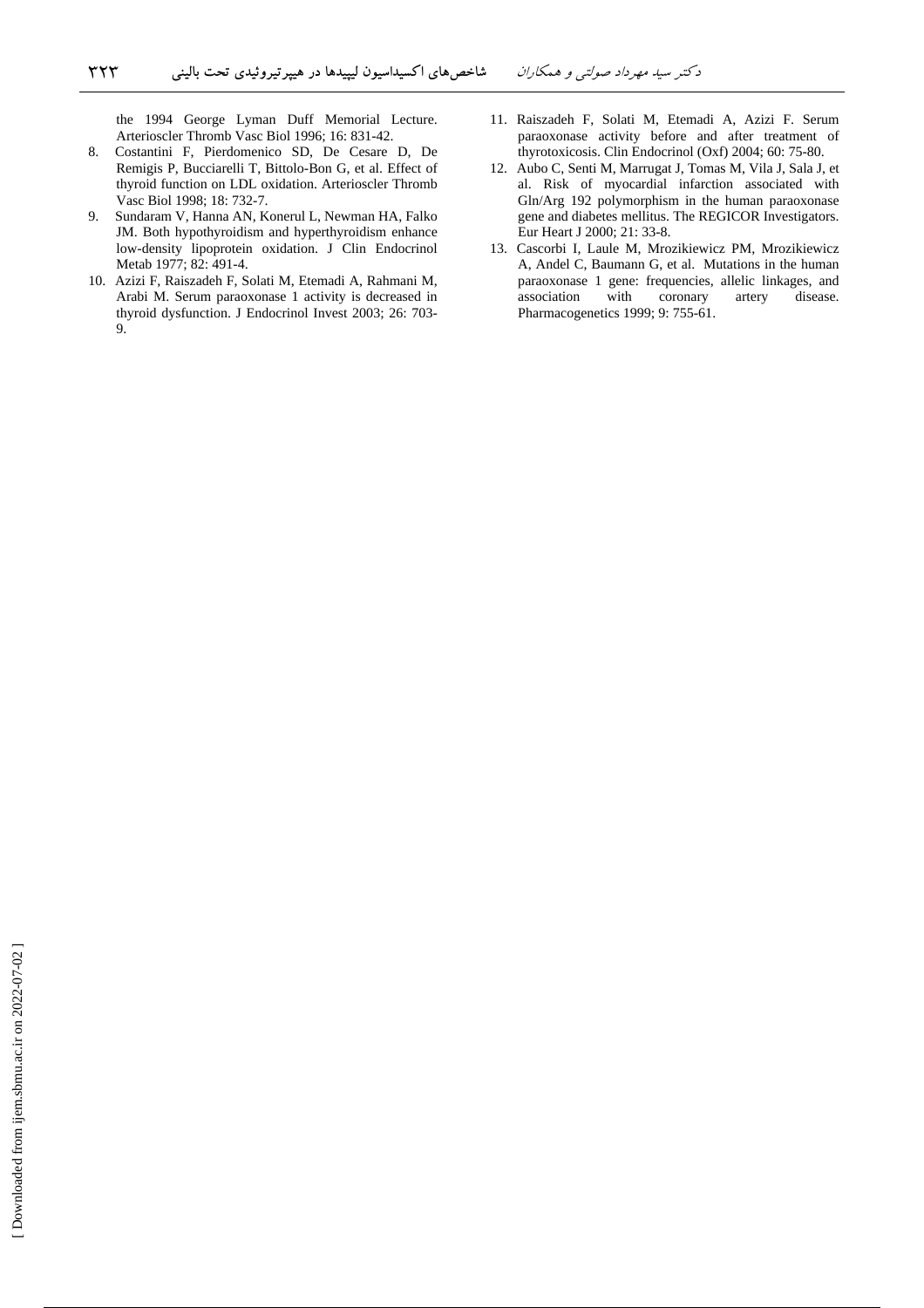the 1994 George Lyman Duff Memorial Lecture. Arterioscler Thromb Vasc Biol 1996; 16: 831-42.

8. Costantini F, Pierdomenico SD, De Cesare D, De Remigis P, Bucciarelli T, Bittolo-Bon G, et al. Effect of thyroid function on LDL oxidation. Arterioscler Thromb Vasc Biol 1998; 18: 732-7.
9. Sundaram V, Hanna AN, Konerul L, Newman HA, Falko JM. Both hypothyroidism and hyperthyroidism enhance low-density lipoprotein oxidation. J Clin Endocrinol Metab 1977; 82: 491-4.
10. Azizi F, Raiszadeh F, Solati M, Etemadi A, Rahmani M, Arabi M. Serum paraoxonase 1 activity is decreased in thyroid dysfunction. J Endocrinol Invest 2003; 26: 703-9.
11. Raiszadeh F, Solati M, Etemadi A, Azizi F. Serum paraoxonase activity before and after treatment of thyrotoxicosis. Clin Endocrinol (Oxf) 2004; 60: 75-80.
12. Aubo C, Senti M, Marrugat J, Tomas M, Vila J, Sala J, et al. Risk of myocardial infarction associated with Gln/Arg 192 polymorphism in the human paraoxonase gene and diabetes mellitus. The REGICOR Investigators. Eur Heart J 2000; 21: 33-8.
13. Cascorbi I, Laule M, Mrozikiewicz PM, Mrozikiewicz A, Andel C, Baumann G, et al. Mutations in the human paraoxonase 1 gene: frequencies, allelic linkages, and association with coronary artery disease. Pharmacogenetics 1999; 9: 755-61.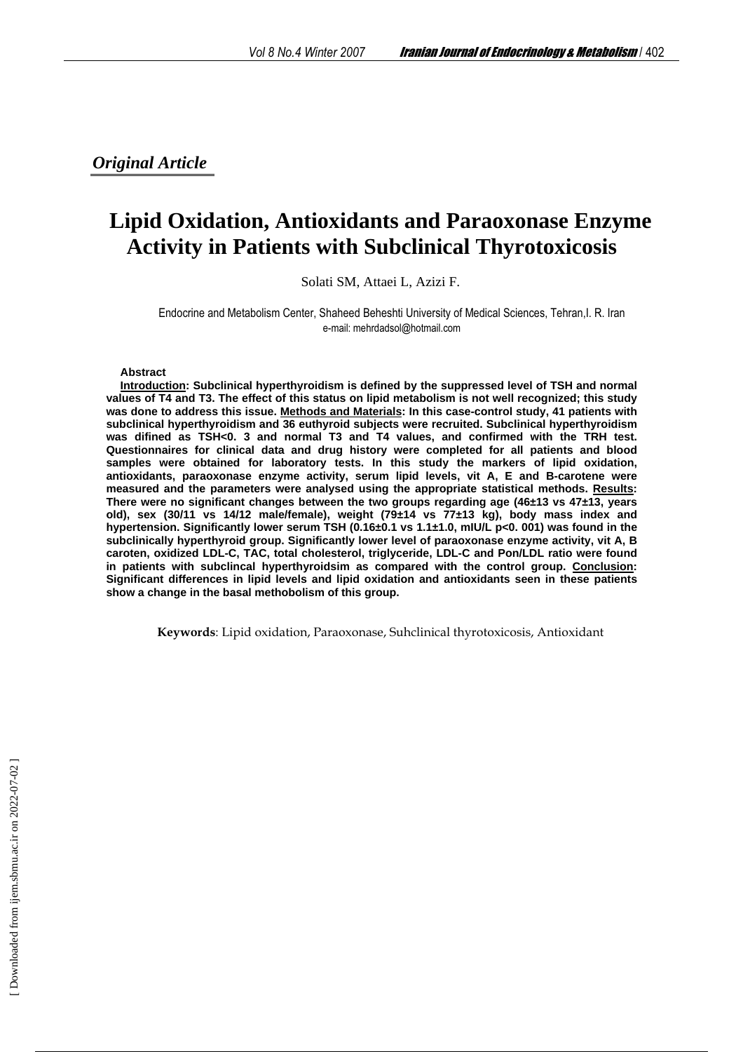*Original Article*

# Lipid Oxidation, Antioxidants and Paraoxonase Enzyme Activity in Patients with Subclinical Thyrotoxicosis

Solati SM, Attaei L, Azizi F.

Endocrine and Metabolism Center, Shaheed Beheshti University of Medical Sciences, Tehran,I. R. Iran
e-mail: mehrdadsol@hotmail.com

**Abstract**

**Introduction: Subclinical hyperthyroidism is defined by the suppressed level of TSH and normal values of T4 and T3. The effect of this status on lipid metabolism is not well recognized; this study was done to address this issue. Methods and Materials: In this case-control study, 41 patients with subclinical hyperthyroidism and 36 euthyroid subjects were recruited. Subclinical hyperthyroidism was difined as TSH<0. 3 and normal T3 and T4 values, and confirmed with the TRH test. Questionnaires for clinical data and drug history were completed for all patients and blood samples were obtained for laboratory tests. In this study the markers of lipid oxidation, antioxidants, paraoxonase enzyme activity, serum lipid levels, vit A, E and B-carotene were measured and the parameters were analysed using the appropriate statistical methods. Results: There were no significant changes between the two groups regarding age (46±13 vs 47±13, years old), sex (30/11 vs 14/12 male/female), weight (79±14 vs 77±13 kg), body mass index and hypertension. Significantly lower serum TSH (0.16±0.1 vs 1.1±1.0, mIU/L p<0. 001) was found in the subclinically hyperthyroid group. Significantly lower level of paraoxonase enzyme activity, vit A, B caroten, oxidized LDL-C, TAC, total cholesterol, triglyceride, LDL-C and Pon/LDL ratio were found in patients with subclincal hyperthyroidsim as compared with the control group. Conclusion: Significant differences in lipid levels and lipid oxidation and antioxidants seen in these patients show a change in the basal methobolism of this group.**

**Keywords**: Lipid oxidation, Paraoxonase, Suhclinical thyrotoxicosis, Antioxidant